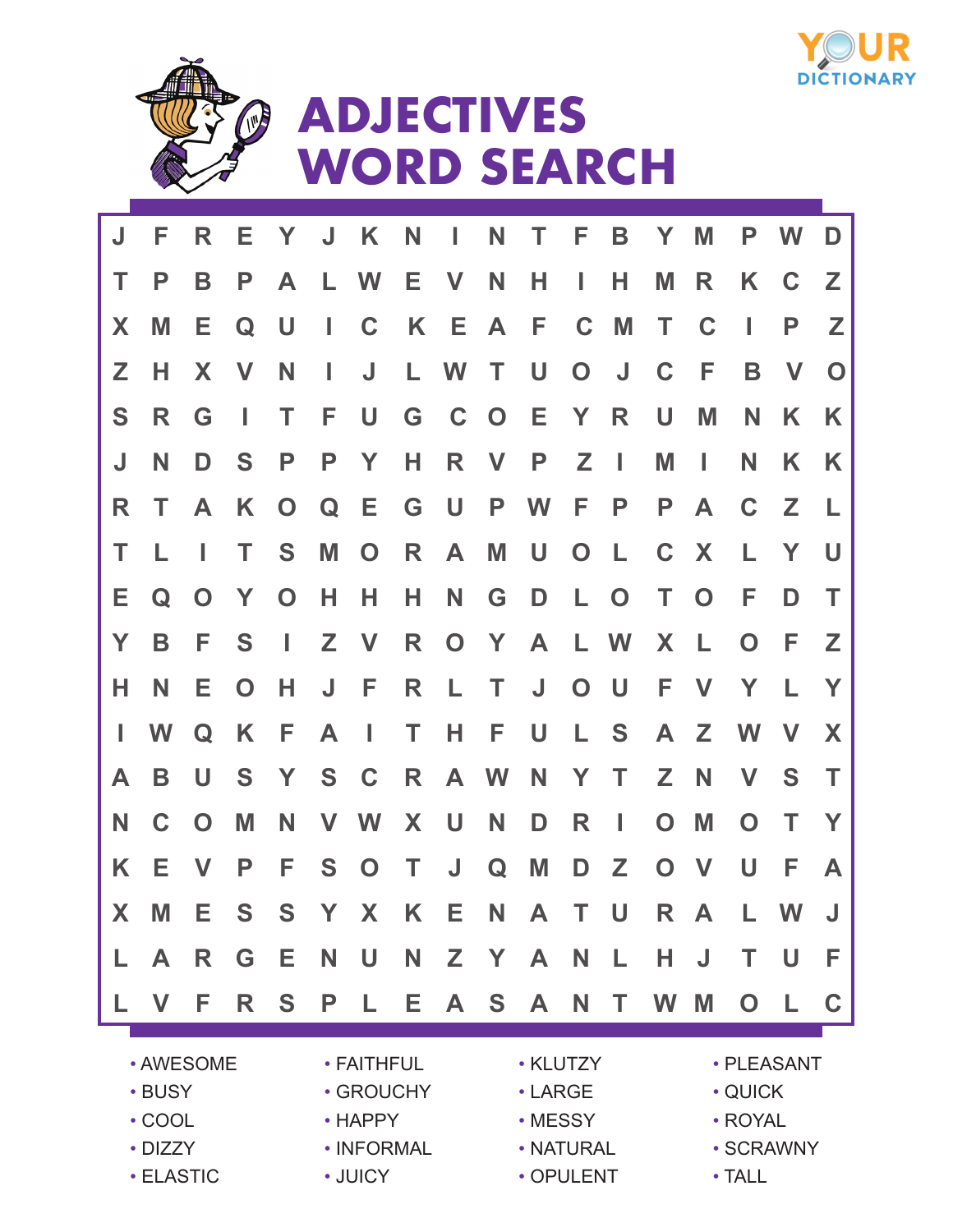YOUR DICTIONARY

# ADJECTIVES WORD SEARCH

| | | | | | | | | | | | | | | | | | |
|---|---|---|---|---|---|---|---|---|---|---|---|---|---|---|---|---|---|
| J | F | R | E | Y | J | K | N | I | N | T | F | B | Y | M | P | W | D |
| T | P | B | P | A | L | W | E | V | N | H | I | H | M | R | K | C | Z |
| X | M | E | Q | U | I | C | K | E | A | F | C | M | T | C | I | P | Z |
| Z | H | X | V | N | I | J | L | W | T | U | O | J | C | F | B | V | O |
| S | R | G | I | T | F | U | G | C | O | E | Y | R | U | M | N | K | K |
| J | N | D | S | P | P | Y | H | R | V | P | Z | I | M | I | N | K | K |
| R | T | A | K | O | Q | E | G | U | P | W | F | P | P | A | C | Z | L |
| T | L | I | T | S | M | O | R | A | M | U | O | L | C | X | L | Y | U |
| E | Q | O | Y | O | H | H | H | N | G | D | L | O | T | O | F | D | T |
| Y | B | F | S | I | Z | V | R | O | Y | A | L | W | X | L | O | F | Z |
| H | N | E | O | H | J | F | R | L | T | J | O | U | F | V | Y | L | Y |
| I | W | Q | K | F | A | I | T | H | F | U | L | S | A | Z | W | V | X |
| A | B | U | S | Y | S | C | R | A | W | N | Y | T | Z | N | V | S | T |
| N | C | O | M | N | V | W | X | U | N | D | R | I | O | M | O | T | Y |
| K | E | V | P | F | S | O | T | J | Q | M | D | Z | O | V | U | F | A |
| X | M | E | S | S | Y | X | K | E | N | A | T | U | R | A | L | W | J |
| L | A | R | G | E | N | U | N | Z | Y | A | N | L | H | J | T | U | F |
| L | V | F | R | S | P | L | E | A | S | A | N | T | W | M | O | L | C |

- AWESOME
- BUSY
- COOL
- DIZZY
- ELASTIC
- FAITHFUL
- GROUCHY
- HAPPY
- INFORMAL
- JUICY
- KLUTZY
- LARGE
- MESSY
- NATURAL
- OPULENT
- PLEASANT
- QUICK
- ROYAL
- SCRAWNY
- TALL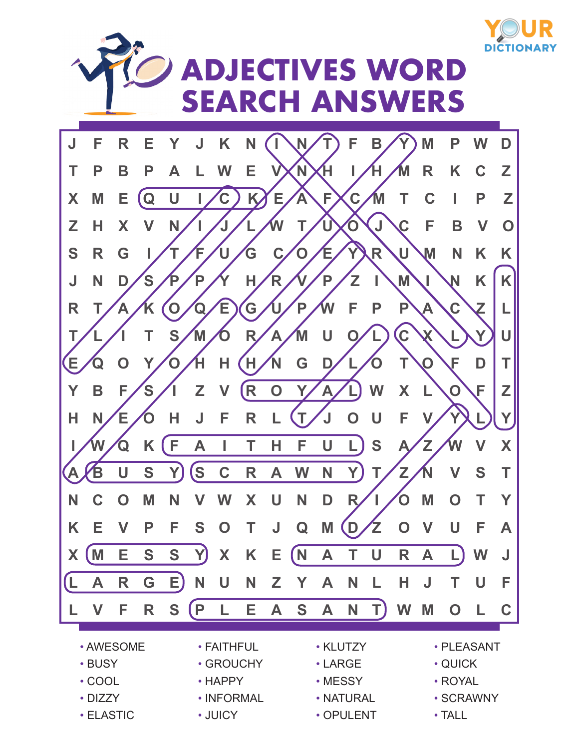# ADJECTIVES WORD SEARCH ANSWERS

| | | | | | | | | | | | | | | | | | |
|---|---|---|---|---|---|---|---|---|---|---|---|---|---|---|---|---|---|
| J | F | R | E | Y | J | K | N | I | N | T | F | B | Y | M | P | W | D |
| T | P | B | P | A | L | W | E | V | N | H | I | H | M | R | K | C | Z |
| X | M | E | Q | U | I | C | K | E | A | F | C | M | T | C | I | P | Z |
| Z | H | X | V | N | I | J | L | W | T | U | O | J | C | F | B | V | O |
| S | R | G | I | T | F | U | G | C | O | E | Y | R | U | M | N | K | K |
| J | N | D | S | P | P | Y | H | R | V | P | Z | I | M | I | N | K | K |
| R | T | A | K | O | Q | E | G | U | P | W | F | P | P | A | C | Z | L |
| T | L | I | T | S | M | O | R | A | M | U | O | L | C | X | L | Y | U |
| E | Q | O | Y | O | H | H | H | N | G | D | L | O | T | O | F | D | T |
| Y | B | F | S | I | Z | V | R | O | Y | A | L | W | X | L | O | F | Z |
| H | N | E | O | H | J | F | R | L | T | J | O | U | F | V | Y | L | Y |
| I | W | Q | K | F | A | I | T | H | F | U | L | S | A | Z | W | V | X |
| A | B | U | S | Y | S | C | R | A | W | N | Y | T | Z | N | V | S | T |
| N | C | O | M | N | V | W | X | U | N | D | R | I | O | M | O | T | Y |
| K | E | V | P | F | S | O | T | J | Q | M | D | Z | O | V | U | F | A |
| X | M | E | S | S | Y | X | K | E | N | A | T | U | R | A | L | W | J |
| L | A | R | G | E | N | U | N | Z | Y | A | N | L | H | J | T | U | F |
| L | V | F | R | S | P | L | E | A | S | A | N | T | W | M | O | L | C |

- AWESOME
- BUSY
- COOL
- DIZZY
- ELASTIC
- FAITHFUL
- GROUCHY
- HAPPY
- INFORMAL
- JUICY
- KLUTZY
- LARGE
- MESSY
- NATURAL
- OPULENT
- PLEASANT
- QUICK
- ROYAL
- SCRAWNY
- TALL